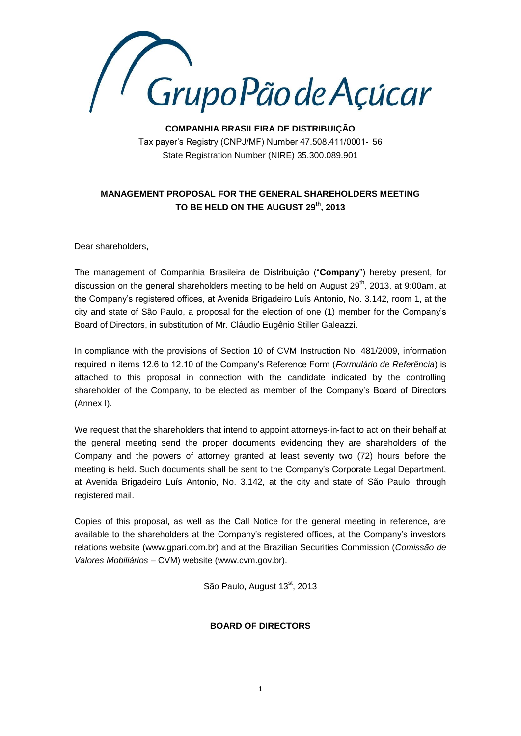GrupoPão de Açúcar

**COMPANHIA BRASILEIRA DE DISTRIBUIÇÃO**

Tax payer's Registry (CNPJ/MF) Number 47.508.411/0001- 56

State Registration Number (NIRE) 35.300.089.901

**MANAGEMENT PROPOSAL FOR THE GENERAL SHAREHOLDERS MEETING TO BE HELD ON THE AUGUST 29th, 2013**

Dear shareholders,

The management of Companhia Brasileira de Distribuição ("**Company**") hereby present, for discussion on the general shareholders meeting to be held on August 29th, 2013, at 9:00am, at the Company's registered offices, at Avenida Brigadeiro Luís Antonio, No. 3.142, room 1, at the city and state of São Paulo, a proposal for the election of one (1) member for the Company's Board of Directors, in substitution of Mr. Cláudio Eugênio Stiller Galeazzi.

In compliance with the provisions of Section 10 of CVM Instruction No. 481/2009, information required in items 12.6 to 12.10 of the Company's Reference Form (*Formulário de Referência*) is attached to this proposal in connection with the candidate indicated by the controlling shareholder of the Company, to be elected as member of the Company's Board of Directors (Annex I).

We request that the shareholders that intend to appoint attorneys-in-fact to act on their behalf at the general meeting send the proper documents evidencing they are shareholders of the Company and the powers of attorney granted at least seventy two (72) hours before the meeting is held. Such documents shall be sent to the Company's Corporate Legal Department, at Avenida Brigadeiro Luís Antonio, No. 3.142, at the city and state of São Paulo, through registered mail.

Copies of this proposal, as well as the Call Notice for the general meeting in reference, are available to the shareholders at the Company's registered offices, at the Company's investors relations website (www.gpari.com.br) and at the Brazilian Securities Commission (*Comissão de Valores Mobiliários* – CVM) website (www.cvm.gov.br).

São Paulo, August 13st, 2013

**BOARD OF DIRECTORS**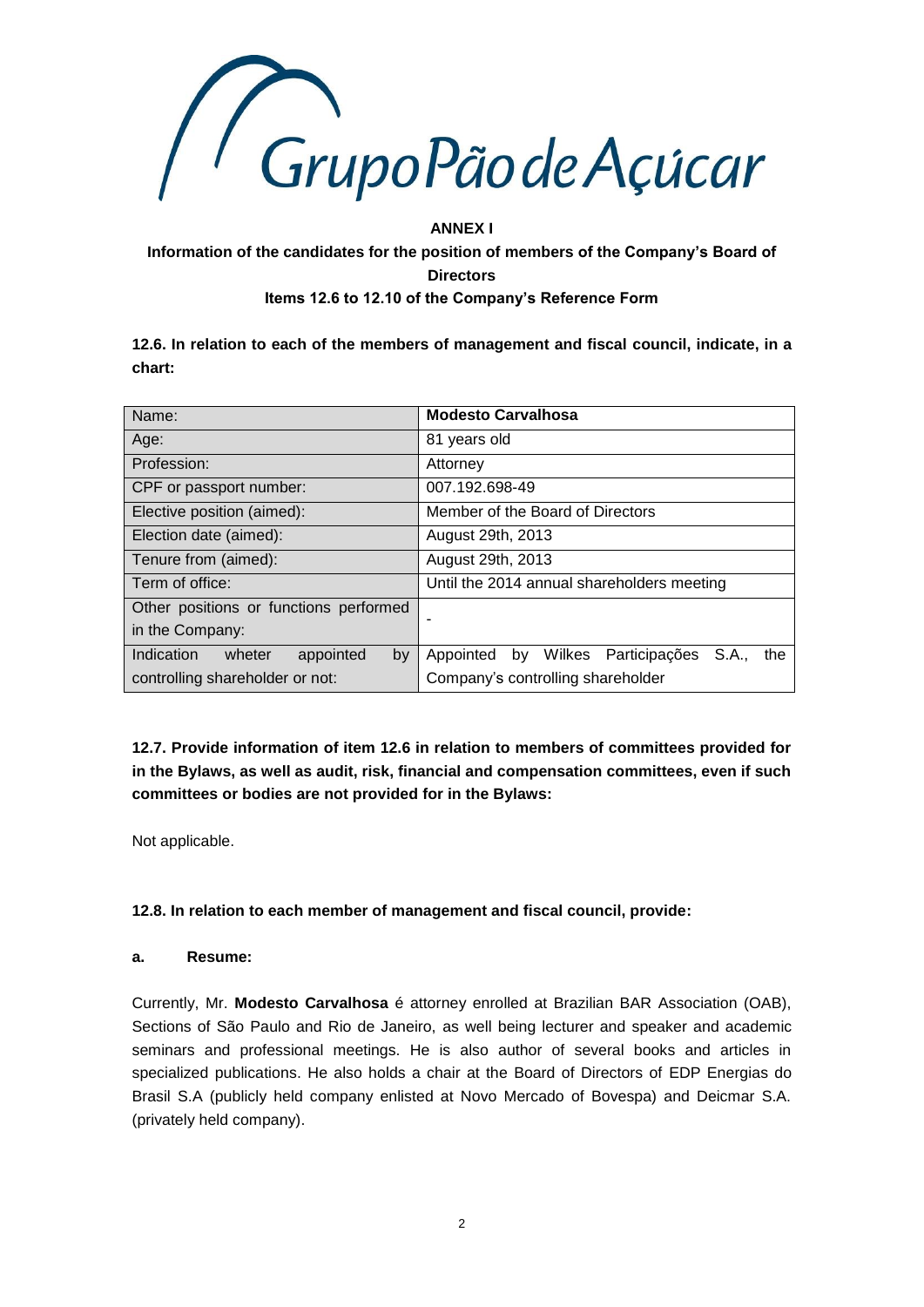GrupoPão de Açúcar

**ANNEX I**

**Information of the candidates for the position of members of the Company's Board of Directors**

**Items 12.6 to 12.10 of the Company's Reference Form**

**12.6. In relation to each of the members of management and fiscal council, indicate, in a chart:**

| Name: | **Modesto Carvalhosa** |
|---|---|
| Age: | 81 years old |
| Profession: | Attorney |
| CPF or passport number: | 007.192.698-49 |
| Elective position (aimed): | Member of the Board of Directors |
| Election date (aimed): | August 29th, 2013 |
| Tenure from (aimed): | August 29th, 2013 |
| Term of office: | Until the 2014 annual shareholders meeting |
| Other positions or functions performed in the Company: | - |
| Indication wheter appointed by controlling shareholder or not: | Appointed by Wilkes Participações S.A., the Company's controlling shareholder |

**12.7. Provide information of item 12.6 in relation to members of committees provided for in the Bylaws, as well as audit, risk, financial and compensation committees, even if such committees or bodies are not provided for in the Bylaws:**

Not applicable.

**12.8. In relation to each member of management and fiscal council, provide:**

**a. Resume:**

Currently, Mr. **Modesto Carvalhosa** é attorney enrolled at Brazilian BAR Association (OAB), Sections of São Paulo and Rio de Janeiro, as well being lecturer and speaker and academic seminars and professional meetings. He is also author of several books and articles in specialized publications. He also holds a chair at the Board of Directors of EDP Energias do Brasil S.A (publicly held company enlisted at Novo Mercado of Bovespa) and Deicmar S.A. (privately held company).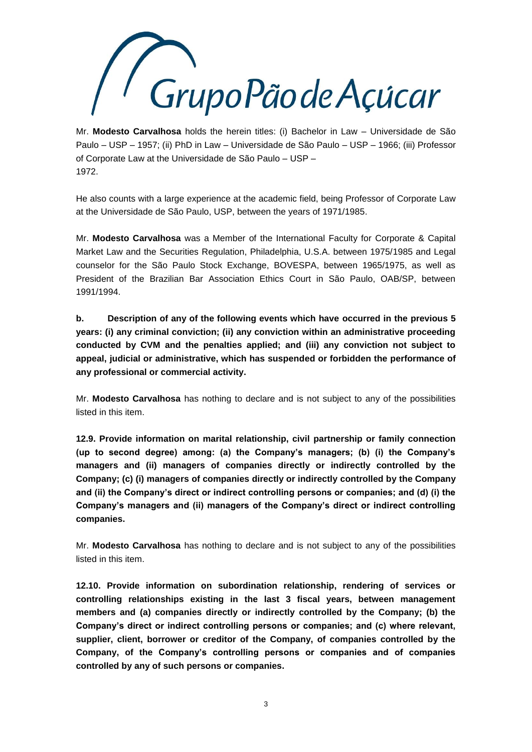Mr. **Modesto Carvalhosa** holds the herein titles: (i) Bachelor in Law – Universidade de São Paulo – USP – 1957; (ii) PhD in Law – Universidade de São Paulo – USP – 1966; (iii) Professor of Corporate Law at the Universidade de São Paulo – USP – 1972.

He also counts with a large experience at the academic field, being Professor of Corporate Law at the Universidade de São Paulo, USP, between the years of 1971/1985.

Mr. **Modesto Carvalhosa** was a Member of the International Faculty for Corporate & Capital Market Law and the Securities Regulation, Philadelphia, U.S.A. between 1975/1985 and Legal counselor for the São Paulo Stock Exchange, BOVESPA, between 1965/1975, as well as President of the Brazilian Bar Association Ethics Court in São Paulo, OAB/SP, between 1991/1994.

**b. Description of any of the following events which have occurred in the previous 5 years: (i) any criminal conviction; (ii) any conviction within an administrative proceeding conducted by CVM and the penalties applied; and (iii) any conviction not subject to appeal, judicial or administrative, which has suspended or forbidden the performance of any professional or commercial activity.**

Mr. **Modesto Carvalhosa** has nothing to declare and is not subject to any of the possibilities listed in this item.

**12.9. Provide information on marital relationship, civil partnership or family connection (up to second degree) among: (a) the Company's managers; (b) (i) the Company's managers and (ii) managers of companies directly or indirectly controlled by the Company; (c) (i) managers of companies directly or indirectly controlled by the Company and (ii) the Company's direct or indirect controlling persons or companies; and (d) (i) the Company's managers and (ii) managers of the Company's direct or indirect controlling companies.**

Mr. **Modesto Carvalhosa** has nothing to declare and is not subject to any of the possibilities listed in this item.

**12.10. Provide information on subordination relationship, rendering of services or controlling relationships existing in the last 3 fiscal years, between management members and (a) companies directly or indirectly controlled by the Company; (b) the Company's direct or indirect controlling persons or companies; and (c) where relevant, supplier, client, borrower or creditor of the Company, of companies controlled by the Company, of the Company's controlling persons or companies and of companies controlled by any of such persons or companies.**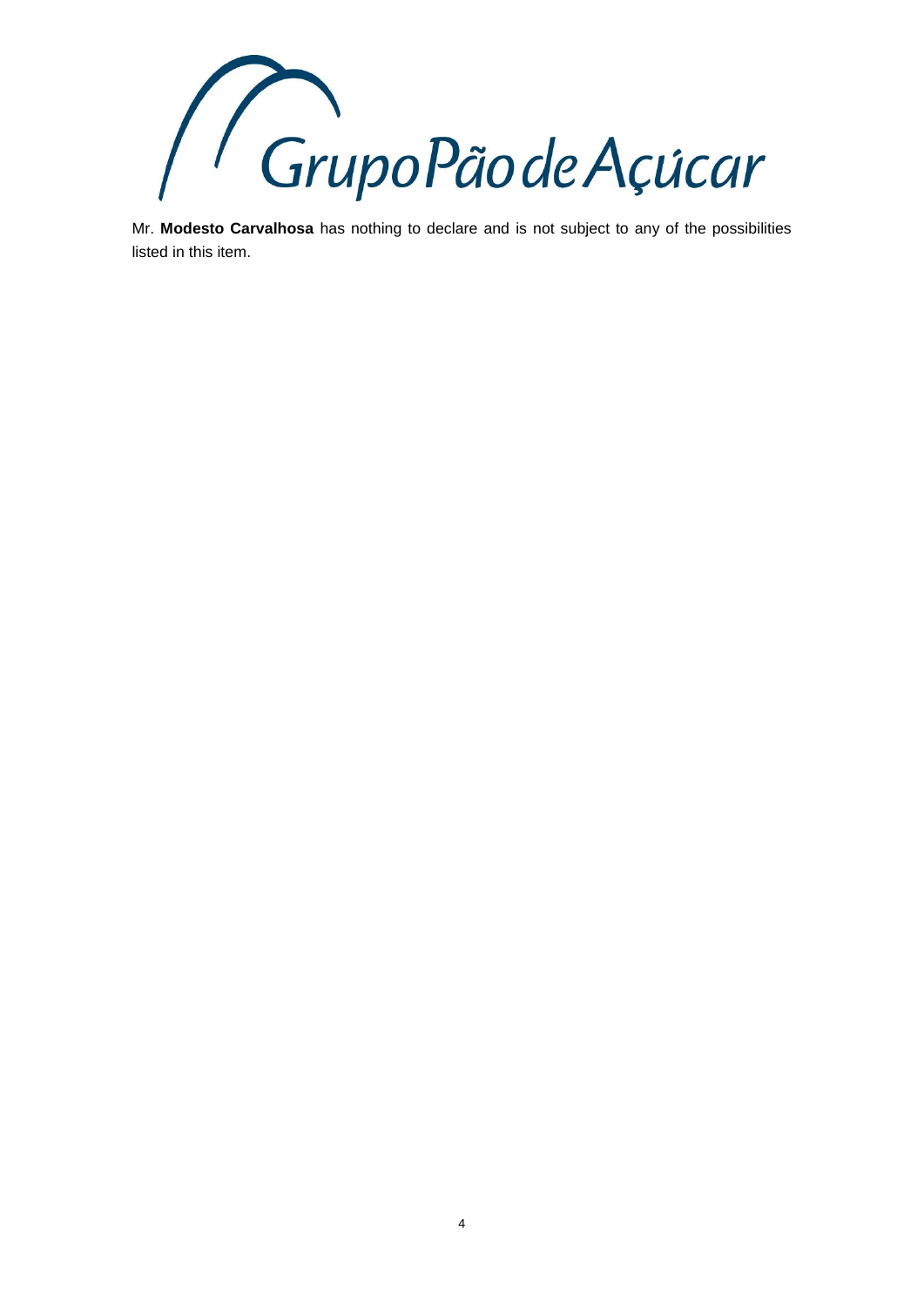Mr. **Modesto Carvalhosa** has nothing to declare and is not subject to any of the possibilities listed in this item.